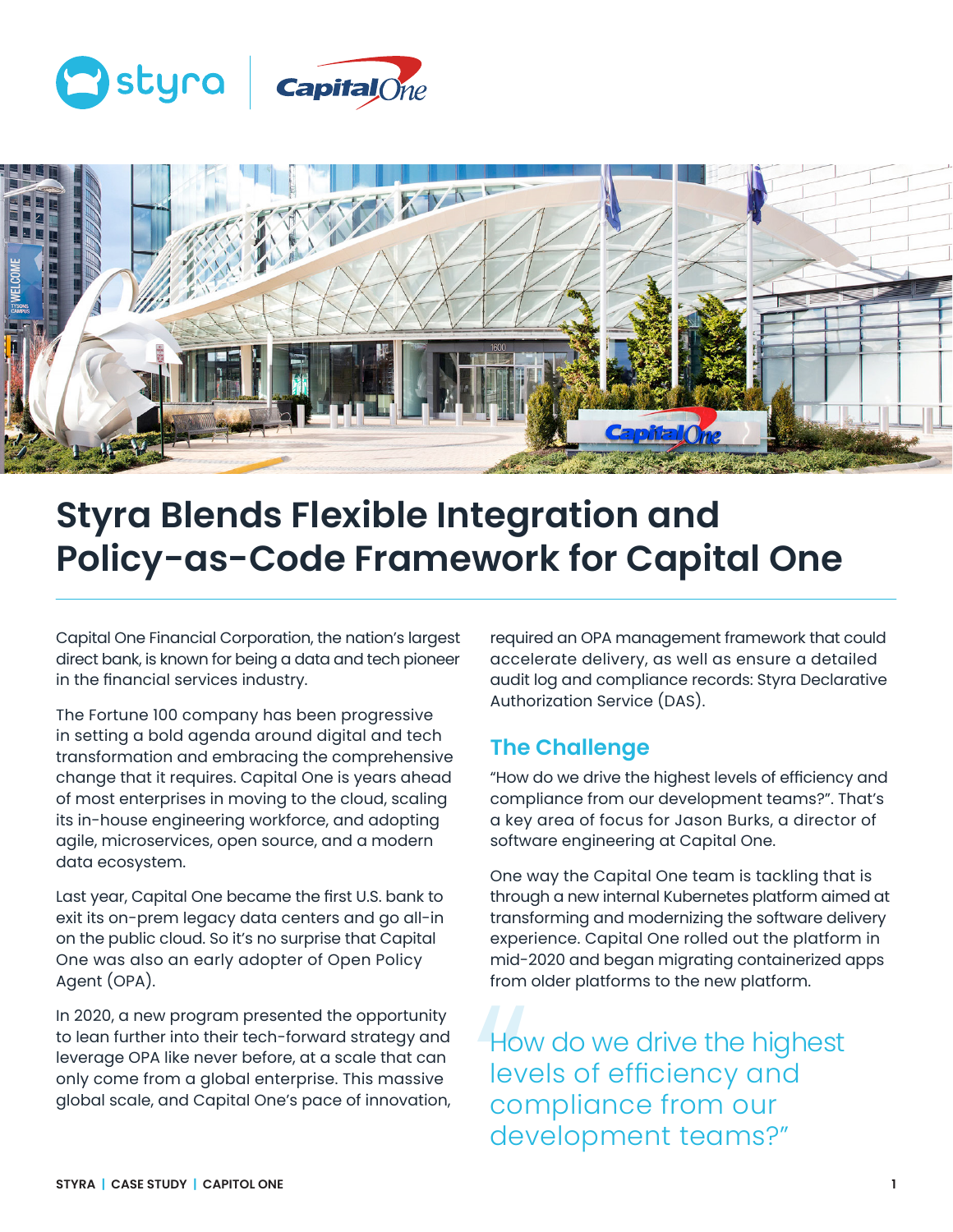# Styra Blends Flexible Integration and Policy-as-Code Framework for Capital One

Capital One Financial Corporation, the nation's largest direct bank, is known for being a data and tech pioneer in the financial services industry.

The Fortune 100 company has been progressive in setting a bold agenda around digital and tech transformation and embracing the comprehensive change that it requires. Capital One is years ahead of most enterprises in moving to the cloud, scaling its in-house engineering workforce, and adopting agile, microservices, open source, and a modern data ecosystem.

Last year, Capital One became the first U.S. bank to exit its on-prem legacy data centers and go all-in on the public cloud. So it's no surprise that Capital One was also an early adopter of Open Policy Agent (OPA).

In 2020, a new program presented the opportunity to lean further into their tech-forward strategy and leverage OPA like never before, at a scale that can only come from a global enterprise. This massive global scale, and Capital One's pace of innovation, required an OPA management framework that could accelerate delivery, as well as ensure a detailed audit log and compliance records: Styra Declarative Authorization Service (DAS).

## The Challenge

"How do we drive the highest levels of efficiency and compliance from our development teams?". That's a key area of focus for Jason Burks, a director of software engineering at Capital One.

One way the Capital One team is tackling that is through a new internal Kubernetes platform aimed at transforming and modernizing the software delivery experience. Capital One rolled out the platform in mid-2020 and began migrating containerized apps from older platforms to the new platform.

> How do we drive the highest levels of efficiency and compliance from our development teams?"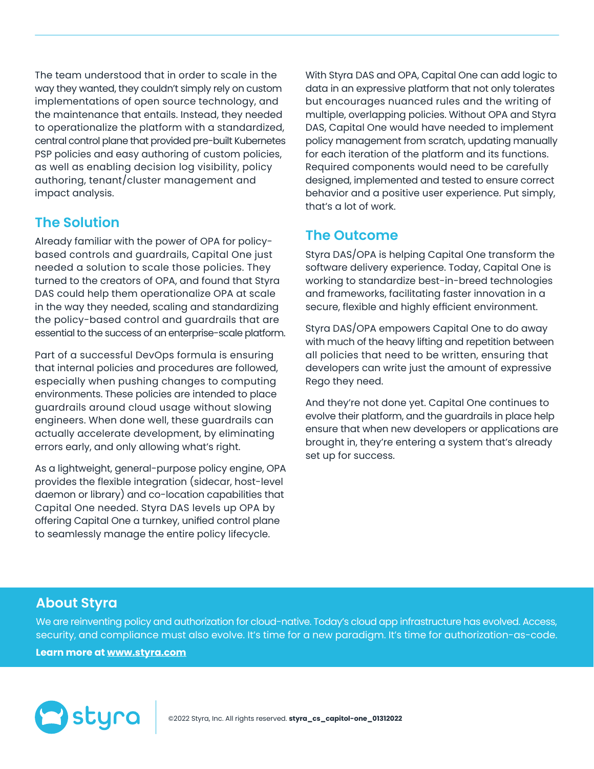The team understood that in order to scale in the way they wanted, they couldn't simply rely on custom implementations of open source technology, and the maintenance that entails. Instead, they needed to operationalize the platform with a standardized, central control plane that provided pre-built Kubernetes PSP policies and easy authoring of custom policies, as well as enabling decision log visibility, policy authoring, tenant/cluster management and impact analysis.

## The Solution

Already familiar with the power of OPA for policy-based controls and guardrails, Capital One just needed a solution to scale those policies. They turned to the creators of OPA, and found that Styra DAS could help them operationalize OPA at scale in the way they needed, scaling and standardizing the policy-based control and guardrails that are essential to the success of an enterprise-scale platform.

Part of a successful DevOps formula is ensuring that internal policies and procedures are followed, especially when pushing changes to computing environments. These policies are intended to place guardrails around cloud usage without slowing engineers. When done well, these guardrails can actually accelerate development, by eliminating errors early, and only allowing what's right.

As a lightweight, general-purpose policy engine, OPA provides the flexible integration (sidecar, host-level daemon or library) and co-location capabilities that Capital One needed. Styra DAS levels up OPA by offering Capital One a turnkey, unified control plane to seamlessly manage the entire policy lifecycle.

With Styra DAS and OPA, Capital One can add logic to data in an expressive platform that not only tolerates but encourages nuanced rules and the writing of multiple, overlapping policies. Without OPA and Styra DAS, Capital One would have needed to implement policy management from scratch, updating manually for each iteration of the platform and its functions. Required components would need to be carefully designed, implemented and tested to ensure correct behavior and a positive user experience. Put simply, that's a lot of work.

## The Outcome

Styra DAS/OPA is helping Capital One transform the software delivery experience. Today, Capital One is working to standardize best-in-breed technologies and frameworks, facilitating faster innovation in a secure, flexible and highly efficient environment.

Styra DAS/OPA empowers Capital One to do away with much of the heavy lifting and repetition between all policies that need to be written, ensuring that developers can write just the amount of expressive Rego they need.

And they're not done yet. Capital One continues to evolve their platform, and the guardrails in place help ensure that when new developers or applications are brought in, they're entering a system that's already set up for success.

## About Styra

We are reinventing policy and authorization for cloud-native. Today's cloud app infrastructure has evolved. Access, security, and compliance must also evolve. It's time for a new paradigm. It's time for authorization-as-code.

**Learn more at www.styra.com**

styra

©2022 Styra, Inc. All rights reserved. **styra_cs_capitol-one_01312022**